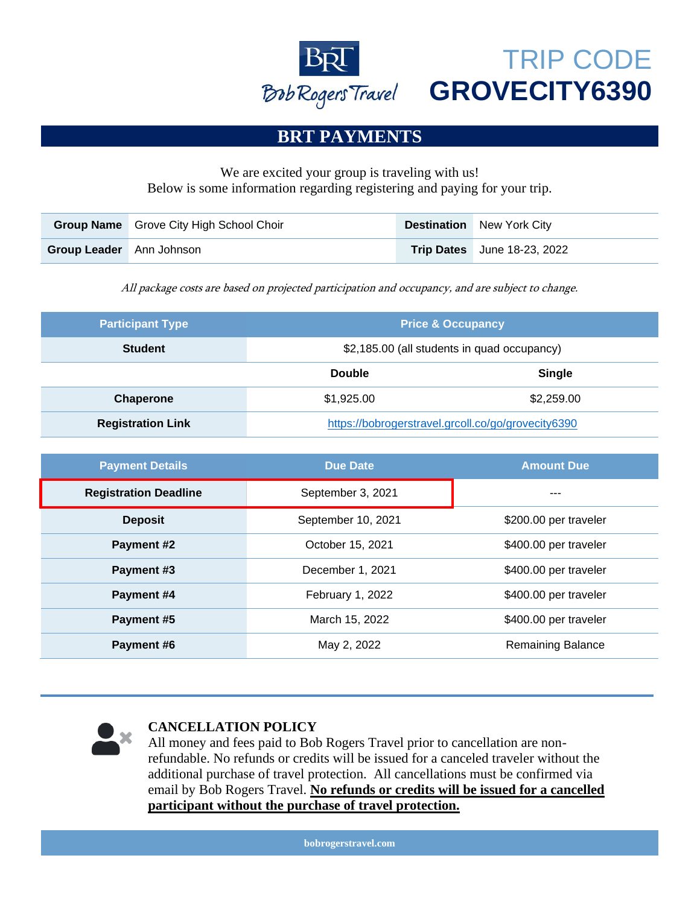BRT Bob Rogers Travel

# TRIP CODE GROVECITY6390

## BRT PAYMENTS

We are excited your group is traveling with us!
Below is some information regarding registering and paying for your trip.

| | | | |
|---|---|---|---|
| **Group Name** | Grove City High School Choir | **Destination** | New York City |
| **Group Leader** | Ann Johnson | **Trip Dates** | June 18-23, 2022 |

*All package costs are based on projected participation and occupancy, and are subject to change.*

| Participant Type | Price & Occupancy | |
|---|---|---|
| **Student** | $2,185.00 (all students in quad occupancy) | |
| | **Double** | **Single** |
| **Chaperone** | $1,925.00 | $2,259.00 |
| **Registration Link** | https://bobrogerstravel.grcoll.co/go/grovecity6390 | |

| Payment Details | Due Date | Amount Due |
|---|---|---|
| **Registration Deadline** | September 3, 2021 | --- |
| **Deposit** | September 10, 2021 | $200.00 per traveler |
| **Payment #2** | October 15, 2021 | $400.00 per traveler |
| **Payment #3** | December 1, 2021 | $400.00 per traveler |
| **Payment #4** | February 1, 2022 | $400.00 per traveler |
| **Payment #5** | March 15, 2022 | $400.00 per traveler |
| **Payment #6** | May 2, 2022 | Remaining Balance |

**CANCELLATION POLICY**
All money and fees paid to Bob Rogers Travel prior to cancellation are non-refundable. No refunds or credits will be issued for a canceled traveler without the additional purchase of travel protection. All cancellations must be confirmed via email by Bob Rogers Travel. **No refunds or credits will be issued for a cancelled participant without the purchase of travel protection.**

bobrogerstravel.com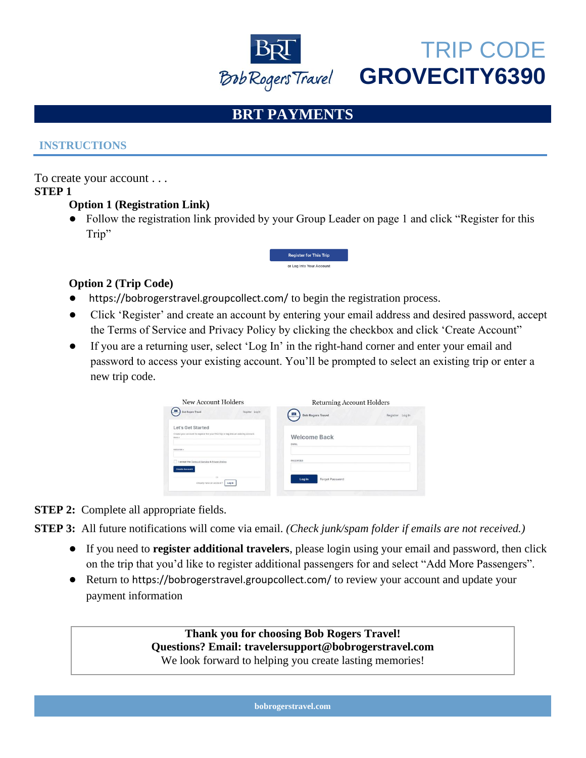TRIP CODE
**GROVECITY6390**

## BRT PAYMENTS

### INSTRUCTIONS

To create your account . . .

**STEP 1**

**Option 1 (Registration Link)**

- Follow the registration link provided by your Group Leader on page 1 and click "Register for this Trip"

Register for This Trip
or Log Into Your Account

**Option 2 (Trip Code)**

- https://bobrogerstravel.groupcollect.com/ to begin the registration process.
- Click 'Register' and create an account by entering your email address and desired password, accept the Terms of Service and Privacy Policy by clicking the checkbox and click 'Create Account"
- If you are a returning user, select 'Log In' in the right-hand corner and enter your email and password to access your existing account. You'll be prompted to select an existing trip or enter a new trip code.

New Account Holders

Returning Account Holders

**STEP 2:** Complete all appropriate fields.

**STEP 3:** All future notifications will come via email. *(Check junk/spam folder if emails are not received.)*

- If you need to **register additional travelers**, please login using your email and password, then click on the trip that you'd like to register additional passengers for and select "Add More Passengers".
- Return to https://bobrogerstravel.groupcollect.com/ to review your account and update your payment information

**Thank you for choosing Bob Rogers Travel!**
**Questions? Email: travelersupport@bobrogerstravel.com**
We look forward to helping you create lasting memories!

bobrogerstravel.com